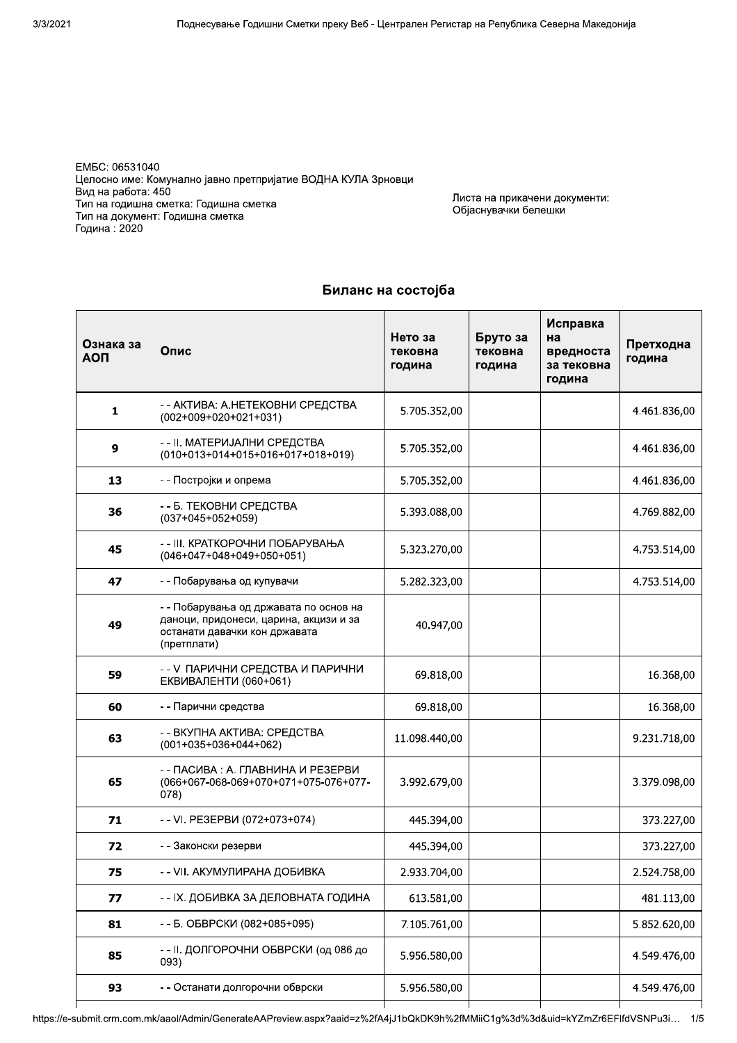ЕМБС: 06531040
Целосно име: Комунално јавно претпријатие ВОДНА КУЛА Зрновци
Вид на работа: 450
Тип на годишна сметка: Годишна сметка
Тип на документ: Годишна сметка
Година : 2020

Листа на прикачени документи:
Објаснувачки белешки

## Биланс на состојба

| Ознака за АОП | Опис | Нето за тековна година | Бруто за тековна година | Исправка на вредноста за тековна година | Претходна година |
|---|---|---|---|---|---|
| 1 | - - АКТИВА: А.НЕТЕКОВНИ СРЕДСТВА (002+009+020+021+031) | 5.705.352,00 | | | 4.461.836,00 |
| 9 | - - II. МАТЕРИЈАЛНИ СРЕДСТВА (010+013+014+015+016+017+018+019) | 5.705.352,00 | | | 4.461.836,00 |
| 13 | - - Постројки и опрема | 5.705.352,00 | | | 4.461.836,00 |
| 36 | - - Б. ТЕКОВНИ СРЕДСТВА (037+045+052+059) | 5.393.088,00 | | | 4.769.882,00 |
| 45 | - - III. КРАТКОРОЧНИ ПОБАРУВАЊА (046+047+048+049+050+051) | 5.323.270,00 | | | 4.753.514,00 |
| 47 | - - Побарувања од купувачи | 5.282.323,00 | | | 4.753.514,00 |
| 49 | - - Побарувања од државата по основ на даноци, придонеси, царина, акцизи и за останати давачки кон државата (претплати) | 40.947,00 | | | |
| 59 | - - V. ПАРИЧНИ СРЕДСТВА И ПАРИЧНИ ЕКВИВАЛЕНТИ (060+061) | 69.818,00 | | | 16.368,00 |
| 60 | - - Парични средства | 69.818,00 | | | 16.368,00 |
| 63 | - - ВКУПНА АКТИВА: СРЕДСТВА (001+035+036+044+062) | 11.098.440,00 | | | 9.231.718,00 |
| 65 | - - ПАСИВА : А. ГЛАВНИНА И РЕЗЕРВИ (066+067-068-069+070+071+075-076+077-078) | 3.992.679,00 | | | 3.379.098,00 |
| 71 | - - VI. РЕЗЕРВИ (072+073+074) | 445.394,00 | | | 373.227,00 |
| 72 | - - Законски резерви | 445.394,00 | | | 373.227,00 |
| 75 | - - VII. АКУМУЛИРАНА ДОБИВКА | 2.933.704,00 | | | 2.524.758,00 |
| 77 | - - IX. ДОБИВКА ЗА ДЕЛОВНАТА ГОДИНА | 613.581,00 | | | 481.113,00 |
| 81 | - - Б. ОБВРСКИ (082+085+095) | 7.105.761,00 | | | 5.852.620,00 |
| 85 | - - II. ДОЛГОРОЧНИ ОБВРСКИ (од 086 до 093) | 5.956.580,00 | | | 4.549.476,00 |
| 93 | - - Останати долгорочни обврски | 5.956.580,00 | | | 4.549.476,00 |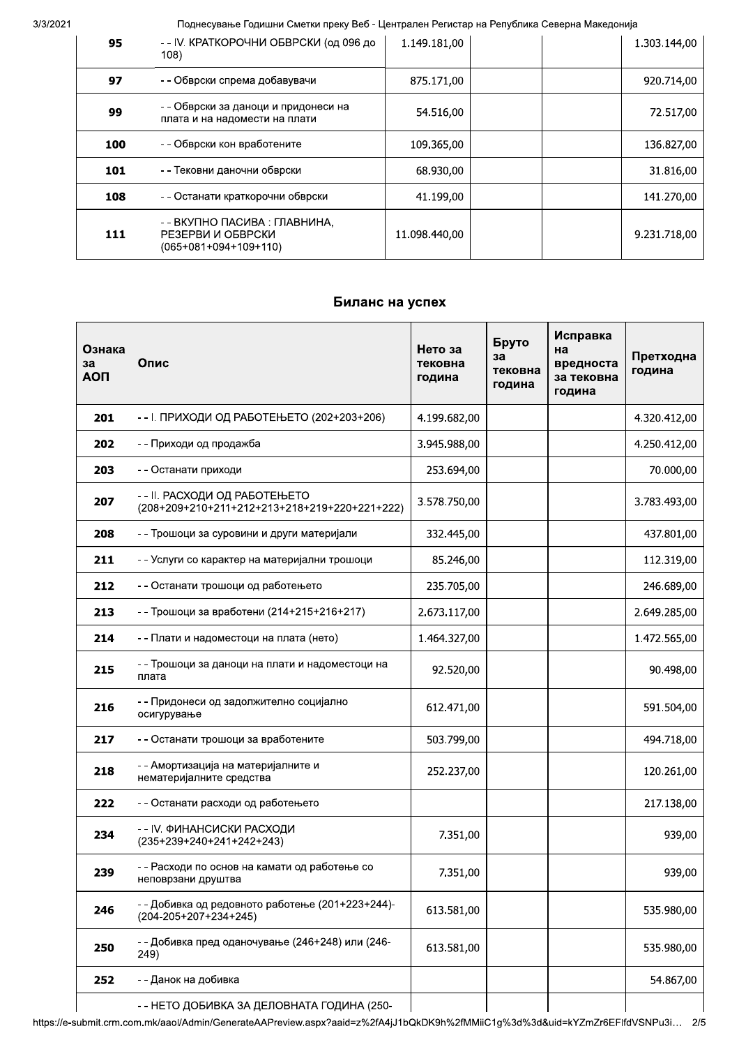| 95 | - - IV. КРАТКОРОЧНИ ОБВРСКИ (од 096 до 108) | 1.149.181,00 | | | 1.303.144,00 |
|---|---|---|---|---|---|
| 97 | - - Обврски спрема добавувачи | 875.171,00 | | | 920.714,00 |
| 99 | - - Обврски за даноци и придонеси на плата и на надомести на плати | 54.516,00 | | | 72.517,00 |
| 100 | - - Обврски кон вработените | 109.365,00 | | | 136.827,00 |
| 101 | - - Тековни даночни обврски | 68.930,00 | | | 31.816,00 |
| 108 | - - Останати краткорочни обврски | 41.199,00 | | | 141.270,00 |
| 111 | - - ВКУПНО ПАСИВА : ГЛАВНИНА, РЕЗЕРВИ И ОБВРСКИ (065+081+094+109+110) | 11.098.440,00 | | | 9.231.718,00 |

## Биланс на успех

| Ознака за АОП | Опис | Нето за тековна година | Бруто за тековна година | Исправка на вредноста за тековна година | Претходна година |
|---|---|---|---|---|---|
| 201 | - - I. ПРИХОДИ ОД РАБОТЕЊЕТО (202+203+206) | 4.199.682,00 | | | 4.320.412,00 |
| 202 | - - Приходи од продажба | 3.945.988,00 | | | 4.250.412,00 |
| 203 | - - Останати приходи | 253.694,00 | | | 70.000,00 |
| 207 | - - II. РАСХОДИ ОД РАБОТЕЊЕТО (208+209+210+211+212+213+218+219+220+221+222) | 3.578.750,00 | | | 3.783.493,00 |
| 208 | - - Трошоци за суровини и други материјали | 332.445,00 | | | 437.801,00 |
| 211 | - - Услуги со карактер на материјални трошоци | 85.246,00 | | | 112.319,00 |
| 212 | - - Останати трошоци од работењето | 235.705,00 | | | 246.689,00 |
| 213 | - - Трошоци за вработени (214+215+216+217) | 2.673.117,00 | | | 2.649.285,00 |
| 214 | - - Плати и надоместоци на плата (нето) | 1.464.327,00 | | | 1.472.565,00 |
| 215 | - - Трошоци за даноци на плати и надоместоци на плата | 92.520,00 | | | 90.498,00 |
| 216 | - - Придонеси од задолжително социјално осигурување | 612.471,00 | | | 591.504,00 |
| 217 | - - Останати трошоци за вработените | 503.799,00 | | | 494.718,00 |
| 218 | - - Амортизација на материјалните и нематеријалните средства | 252.237,00 | | | 120.261,00 |
| 222 | - - Останати расходи од работењето | | | | 217.138,00 |
| 234 | - - IV. ФИНАНСИСКИ РАСХОДИ (235+239+240+241+242+243) | 7.351,00 | | | 939,00 |
| 239 | - - Расходи по основ на камати од работење со неповрзани друштва | 7.351,00 | | | 939,00 |
| 246 | - - Добивка од редовното работење (201+223+244)-(204-205+207+234+245) | 613.581,00 | | | 535.980,00 |
| 250 | - - Добивка пред оданочување (246+248) или (246-249) | 613.581,00 | | | 535.980,00 |
| 252 | - - Данок на добивка | | | | 54.867,00 |
| | - - НЕТО ДОБИВКА ЗА ДЕЛОВНАТА ГОДИНА (250- | | | | |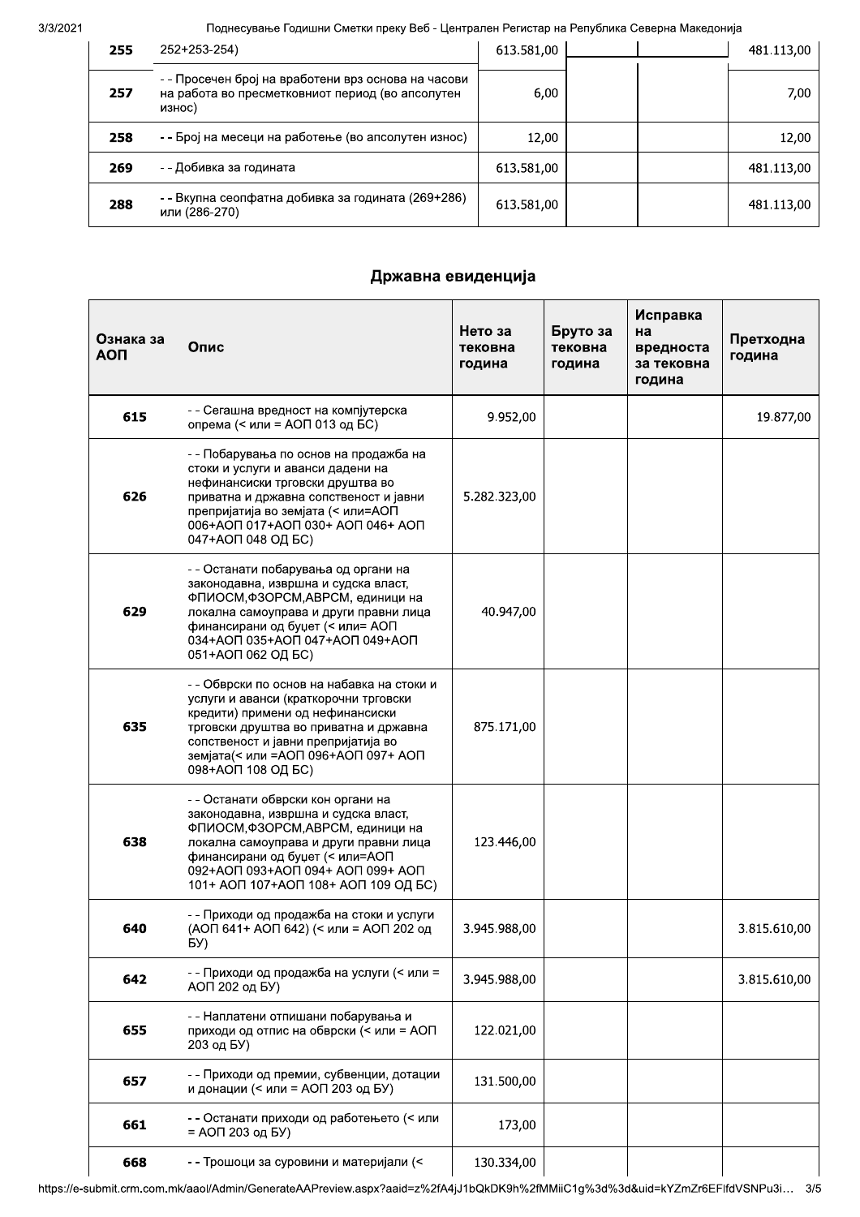| | | | | | |
|---|---|---|---|---|---|
| 255 | 252+253-254) | 613.581,00 | | | 481.113,00 |
| 257 | - - Просечен број на вработени врз основа на часови на работа во пресметковниот период (во апсолутен износ) | 6,00 | | | 7,00 |
| 258 | - - Број на месеци на работење (во апсолутен износ) | 12,00 | | | 12,00 |
| 269 | - - Добивка за годината | 613.581,00 | | | 481.113,00 |
| 288 | - - Вкупна сеопфатна добивка за годината (269+286) или (286-270) | 613.581,00 | | | 481.113,00 |

## Државна евиденција

| Ознака за АОП | Опис | Нето за тековна година | Бруто за тековна година | Исправка на вредноста за тековна година | Претходна година |
|---|---|---|---|---|---|
| 615 | - - Сегашна вредност на компјутерска опрема (< или = АОП 013 од БС) | 9.952,00 | | | 19.877,00 |
| 626 | - - Побарувања по основ на продажба на стоки и услуги и аванси дадени на нефинансиски трговски друштва во приватна и државна сопственост и јавни препријатија во земјата (< или=АОП 006+АОП 017+АОП 030+ АОП 046+ АОП 047+АОП 048 ОД БС) | 5.282.323,00 | | | |
| 629 | - - Останати побарувања од органи на законодавна, извршна и судска власт, ФПИОСМ,ФЗОРСМ,АВРСМ, единици на локална самоуправа и други правни лица финансирани од буџет (< или= АОП 034+АОП 035+АОП 047+АОП 049+АОП 051+АОП 062 ОД БС) | 40.947,00 | | | |
| 635 | - - Обврски по основ на набавка на стоки и услуги и аванси (краткорочни трговски кредити) примени од нефинансиски трговски друштва во приватна и државна сопственост и јавни препријатија во земјата(< или =АОП 096+АОП 097+ АОП 098+АОП 108 ОД БС) | 875.171,00 | | | |
| 638 | - - Останати обврски кон органи на законодавна, извршна и судска власт, ФПИОСМ,ФЗОРСМ,АВРСМ, единици на локална самоуправа и други правни лица финансирани од буџет (< или=АОП 092+АОП 093+АОП 094+ АОП 099+ АОП 101+ АОП 107+АОП 108+ АОП 109 ОД БС) | 123.446,00 | | | |
| 640 | - - Приходи од продажба на стоки и услуги (АОП 641+ АОП 642) (< или = АОП 202 од БУ) | 3.945.988,00 | | | 3.815.610,00 |
| 642 | - - Приходи од продажба на услуги (< или = АОП 202 од БУ) | 3.945.988,00 | | | 3.815.610,00 |
| 655 | - - Наплатени отпишани побарувања и приходи од отпис на обврски (< или = АОП 203 од БУ) | 122.021,00 | | | |
| 657 | - - Приходи од премии, субвенции, дотации и донации (< или = АОП 203 од БУ) | 131.500,00 | | | |
| 661 | - - Останати приходи од работењето (< или = АОП 203 од БУ) | 173,00 | | | |
| 668 | - - Трошоци за суровини и материјали (< | 130.334,00 | | | |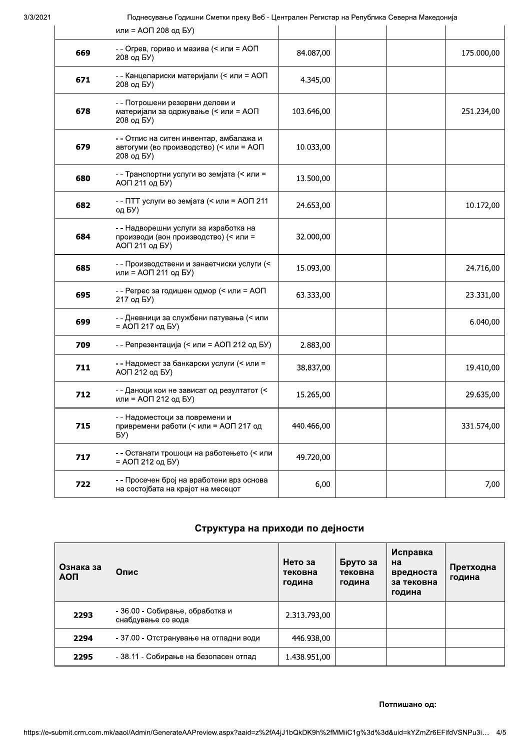| | | | | | |
|---|---|---|---|---|---|
| | или = АОП 208 од БУ) | | | | |
| 669 | - - Огрев, гориво и мазива (< или = АОП 208 од БУ) | 84.087,00 | | | 175.000,00 |
| 671 | - - Канцелариски материјали (< или = АОП 208 од БУ) | 4.345,00 | | | |
| 678 | - - Потрошени резервни делови и материјали за одржување (< или = АОП 208 од БУ) | 103.646,00 | | | 251.234,00 |
| 679 | - - Отпис на ситен инвентар, амбалажа и автогуми (во производство) (< или = АОП 208 од БУ) | 10.033,00 | | | |
| 680 | - - Транспортни услуги во земјата (< или = АОП 211 од БУ) | 13.500,00 | | | |
| 682 | - - ПТТ услуги во земјата (< или = АОП 211 од БУ) | 24.653,00 | | | 10.172,00 |
| 684 | - - Надворешни услуги за изработка на производи (вон производство) (< или = АОП 211 од БУ) | 32.000,00 | | | |
| 685 | - - Производствени и занаетчиски услуги (< или = АОП 211 од БУ) | 15.093,00 | | | 24.716,00 |
| 695 | - - Регрес за годишен одмор (< или = АОП 217 од БУ) | 63.333,00 | | | 23.331,00 |
| 699 | - - Дневници за службени патувања (< или = АОП 217 од БУ) | | | | 6.040,00 |
| 709 | - - Репрезентација (< или = АОП 212 од БУ) | 2.883,00 | | | |
| 711 | - - Надомест за банкарски услуги (< или = АОП 212 од БУ) | 38.837,00 | | | 19.410,00 |
| 712 | - - Даноци кои не зависат од резултатот (< или = АОП 212 од БУ) | 15.265,00 | | | 29.635,00 |
| 715 | - - Надоместоци за повремени и привремени работи (< или = АОП 217 од БУ) | 440.466,00 | | | 331.574,00 |
| 717 | - - Останати трошоци на работењето (< или = АОП 212 од БУ) | 49.720,00 | | | |
| 722 | - - Просечен број на вработени врз основа на состојбата на крајот на месецот | 6,00 | | | 7,00 |

## Структура на приходи по дејности

| Ознака за АОП | Опис | Нето за тековна година | Бруто за тековна година | Исправка на вредноста за тековна година | Претходна година |
|---|---|---|---|---|---|
| 2293 | - 36.00 - Собирање, обработка и снабдување со вода | 2.313.793,00 | | | |
| 2294 | - 37.00 - Отстранување на отпадни води | 446.938,00 | | | |
| 2295 | - 38.11 - Собирање на безопасен отпад | 1.438.951,00 | | | |

**Потпишано од:**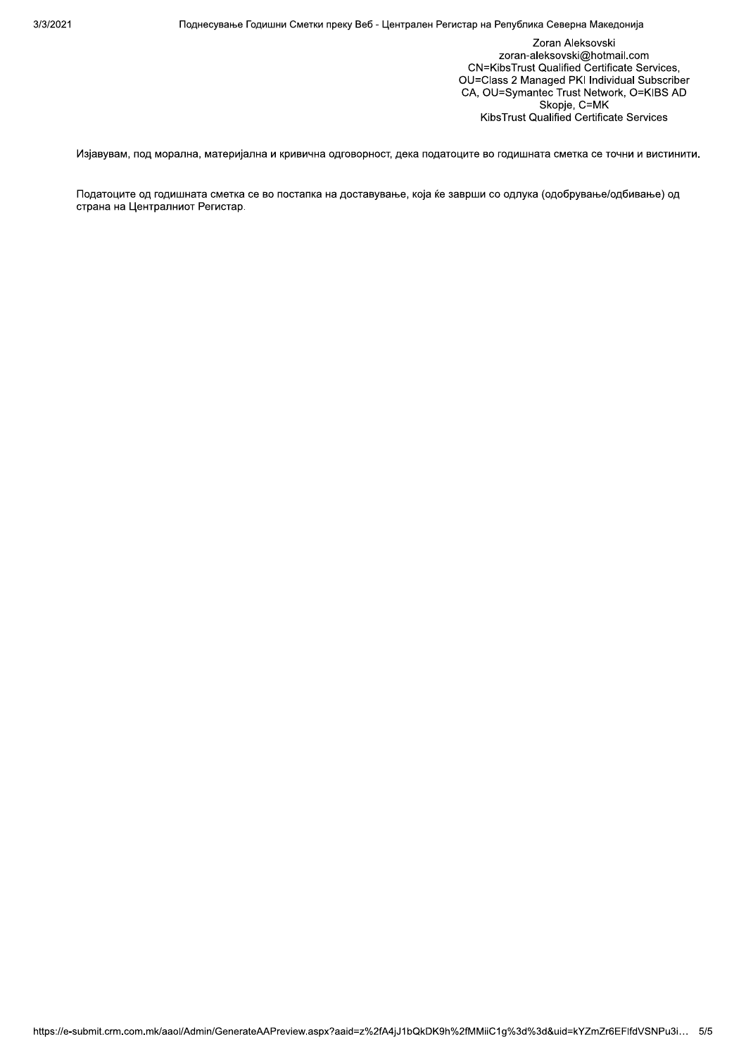Zoran Aleksovski
zoran-aleksovski@hotmail.com
CN=KibsTrust Qualified Certificate Services,
OU=Class 2 Managed PKI Individual Subscriber
CA, OU=Symantec Trust Network, O=KIBS AD
Skopje, C=MK
KibsTrust Qualified Certificate Services

Изјавувам, под морална, материјална и кривична одговорност, дека податоците во годишната сметка се точни и вистинити.

Податоците од годишната сметка се во постапка на доставување, која ќе заврши со одлука (одобрување/одбивање) од страна на Централниот Регистар.